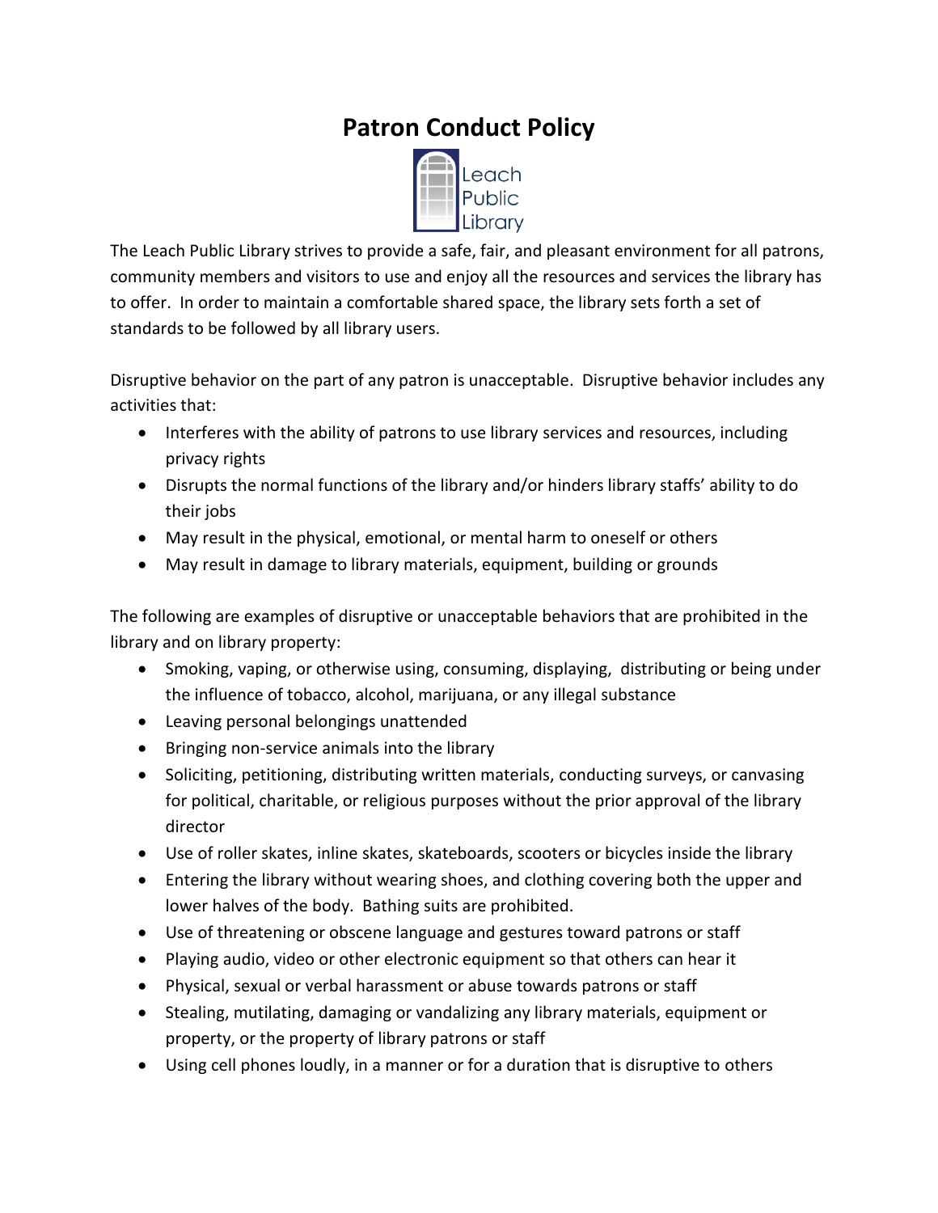# Patron Conduct Policy

Leach Public Library

The Leach Public Library strives to provide a safe, fair, and pleasant environment for all patrons, community members and visitors to use and enjoy all the resources and services the library has to offer. In order to maintain a comfortable shared space, the library sets forth a set of standards to be followed by all library users.

Disruptive behavior on the part of any patron is unacceptable. Disruptive behavior includes any activities that:

- Interferes with the ability of patrons to use library services and resources, including privacy rights
- Disrupts the normal functions of the library and/or hinders library staffs' ability to do their jobs
- May result in the physical, emotional, or mental harm to oneself or others
- May result in damage to library materials, equipment, building or grounds

The following are examples of disruptive or unacceptable behaviors that are prohibited in the library and on library property:

- Smoking, vaping, or otherwise using, consuming, displaying, distributing or being under the influence of tobacco, alcohol, marijuana, or any illegal substance
- Leaving personal belongings unattended
- Bringing non-service animals into the library
- Soliciting, petitioning, distributing written materials, conducting surveys, or canvasing for political, charitable, or religious purposes without the prior approval of the library director
- Use of roller skates, inline skates, skateboards, scooters or bicycles inside the library
- Entering the library without wearing shoes, and clothing covering both the upper and lower halves of the body. Bathing suits are prohibited.
- Use of threatening or obscene language and gestures toward patrons or staff
- Playing audio, video or other electronic equipment so that others can hear it
- Physical, sexual or verbal harassment or abuse towards patrons or staff
- Stealing, mutilating, damaging or vandalizing any library materials, equipment or property, or the property of library patrons or staff
- Using cell phones loudly, in a manner or for a duration that is disruptive to others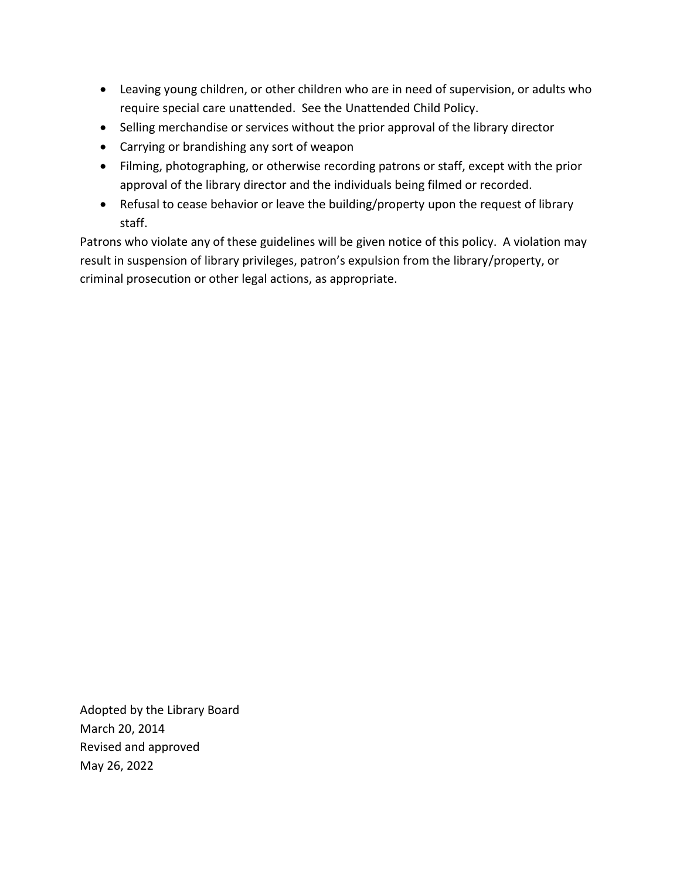- Leaving young children, or other children who are in need of supervision, or adults who require special care unattended. See the Unattended Child Policy.
- Selling merchandise or services without the prior approval of the library director
- Carrying or brandishing any sort of weapon
- Filming, photographing, or otherwise recording patrons or staff, except with the prior approval of the library director and the individuals being filmed or recorded.
- Refusal to cease behavior or leave the building/property upon the request of library staff.

Patrons who violate any of these guidelines will be given notice of this policy. A violation may result in suspension of library privileges, patron's expulsion from the library/property, or criminal prosecution or other legal actions, as appropriate.

Adopted by the Library Board
March 20, 2014
Revised and approved
May 26, 2022